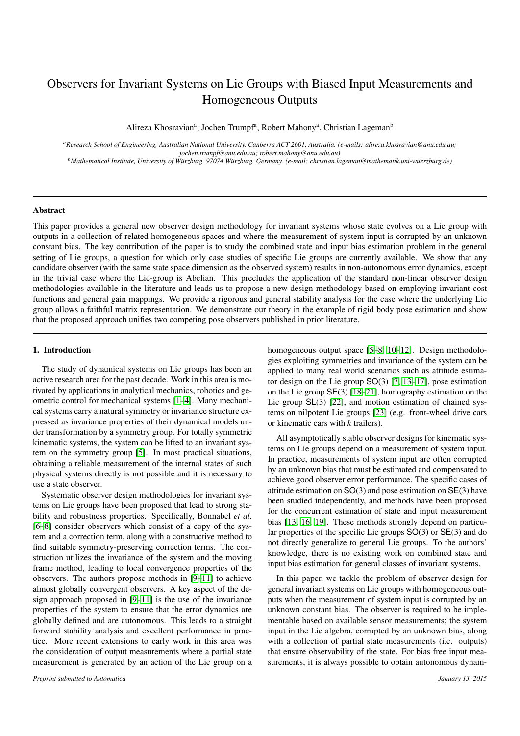# Observers for Invariant Systems on Lie Groups with Biased Input Measurements and Homogeneous Outputs

Alireza Khosravian[a], Jochen Trumpf[a], Robert Mahony[a], Christian Lageman[b]

[a]*Research School of Engineering, Australian National University, Canberra ACT 2601, Australia. (e-mails: alireza.khosravian@anu.edu.au; jochen.trumpf@anu.edu.au; robert.mahony@anu.edu.au)*

[b]*Mathematical Institute, University of Würzburg, 97074 Würzburg, Germany. (e-mail: christian.lageman@mathematik.uni-wuerzburg.de)*

---

**Abstract**

This paper provides a general new observer design methodology for invariant systems whose state evolves on a Lie group with outputs in a collection of related homogeneous spaces and where the measurement of system input is corrupted by an unknown constant bias. The key contribution of the paper is to study the combined state and input bias estimation problem in the general setting of Lie groups, a question for which only case studies of specific Lie groups are currently available. We show that any candidate observer (with the same state space dimension as the observed system) results in non-autonomous error dynamics, except in the trivial case where the Lie-group is Abelian. This precludes the application of the standard non-linear observer design methodologies available in the literature and leads us to propose a new design methodology based on employing invariant cost functions and general gain mappings. We provide a rigorous and general stability analysis for the case where the underlying Lie group allows a faithful matrix representation. We demonstrate our theory in the example of rigid body pose estimation and show that the proposed approach unifies two competing pose observers published in prior literature.

---

## 1. Introduction

The study of dynamical systems on Lie groups has been an active research area for the past decade. Work in this area is motivated by applications in analytical mechanics, robotics and geometric control for mechanical systems [1–4]. Many mechanical systems carry a natural symmetry or invariance structure expressed as invariance properties of their dynamical models under transformation by a symmetry group. For totally symmetric kinematic systems, the system can be lifted to an invariant system on the symmetry group [5]. In most practical situations, obtaining a reliable measurement of the internal states of such physical systems directly is not possible and it is necessary to use a state observer.

Systematic observer design methodologies for invariant systems on Lie groups have been proposed that lead to strong stability and robustness properties. Specifically, Bonnabel *et al.* [6–8] consider observers which consist of a copy of the system and a correction term, along with a constructive method to find suitable symmetry-preserving correction terms. The construction utilizes the invariance of the system and the moving frame method, leading to local convergence properties of the observers. The authors propose methods in [9–11] to achieve almost globally convergent observers. A key aspect of the design approach proposed in [9–11] is the use of the invariance properties of the system to ensure that the error dynamics are globally defined and are autonomous. This leads to a straight forward stability analysis and excellent performance in practice. More recent extensions to early work in this area was the consideration of output measurements where a partial state measurement is generated by an action of the Lie group on a homogeneous output space [5–8, 10–12]. Design methodologies exploiting symmetries and invariance of the system can be applied to many real world scenarios such as attitude estimator design on the Lie group $\mathsf{SO}(3)$ [7, 13–17], pose estimation on the Lie group $\mathsf{SE}(3)$ [18–21], homography estimation on the Lie group $\mathsf{SL}(3)$ [22], and motion estimation of chained systems on nilpotent Lie groups [23] (e.g. front-wheel drive cars or kinematic cars with $k$ trailers).

All asymptotically stable observer designs for kinematic systems on Lie groups depend on a measurement of system input. In practice, measurements of system input are often corrupted by an unknown bias that must be estimated and compensated to achieve good observer error performance. The specific cases of attitude estimation on $\mathsf{SO}(3)$ and pose estimation on $\mathsf{SE}(3)$ have been studied independently, and methods have been proposed for the concurrent estimation of state and input measurement bias [13, 16, 19]. These methods strongly depend on particular properties of the specific Lie groups $\mathsf{SO}(3)$ or $\mathsf{SE}(3)$ and do not directly generalize to general Lie groups. To the authors' knowledge, there is no existing work on combined state and input bias estimation for general classes of invariant systems.

In this paper, we tackle the problem of observer design for general invariant systems on Lie groups with homogeneous outputs when the measurement of system input is corrupted by an unknown constant bias. The observer is required to be implementable based on available sensor measurements; the system input in the Lie algebra, corrupted by an unknown bias, along with a collection of partial state measurements (i.e. outputs) that ensure observability of the state. For bias free input measurements, it is always possible to obtain autonomous dynam-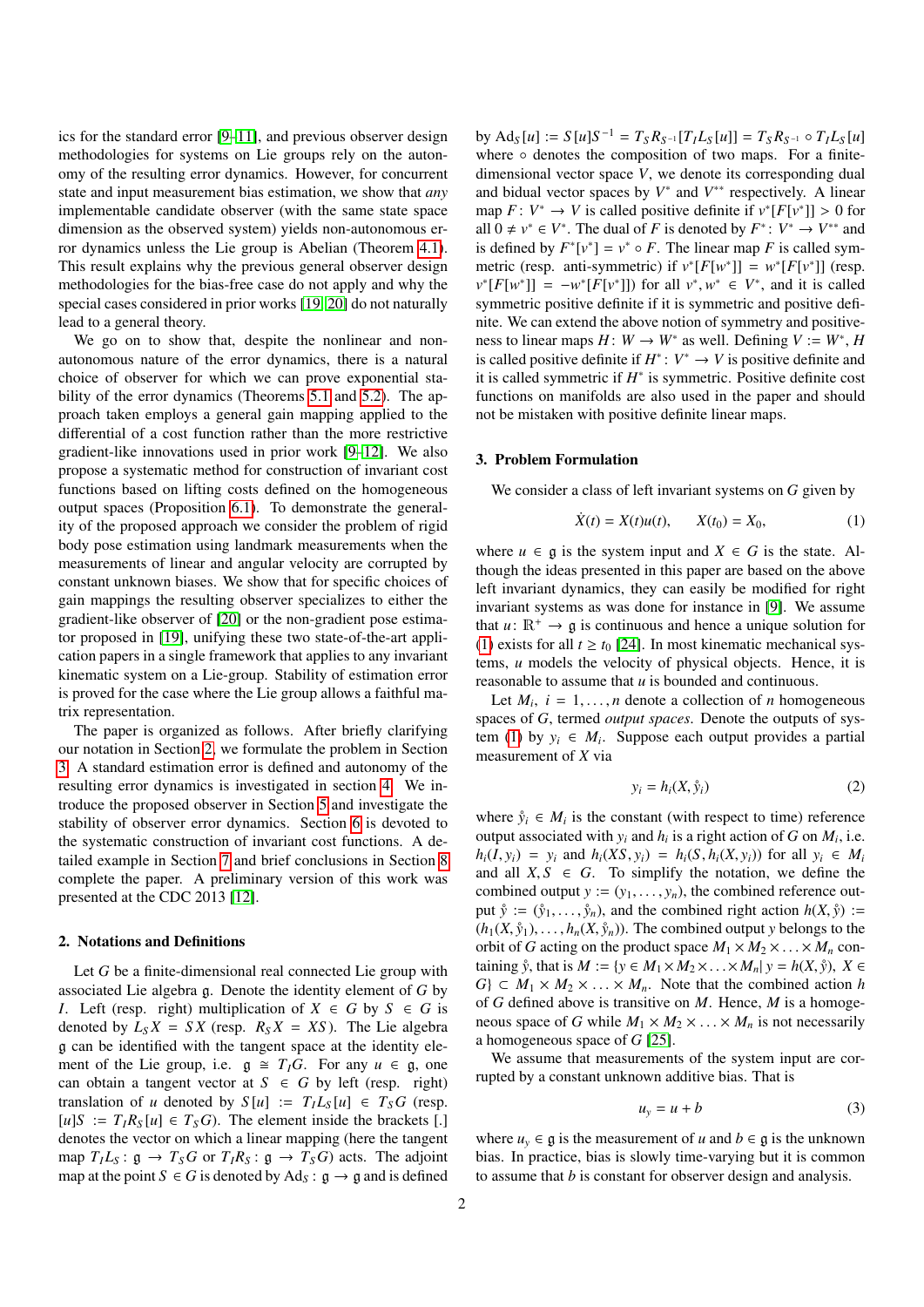ics for the standard error [9–11], and previous observer design methodologies for systems on Lie groups rely on the autonomy of the resulting error dynamics. However, for concurrent state and input measurement bias estimation, we show that *any* implementable candidate observer (with the same state space dimension as the observed system) yields non-autonomous error dynamics unless the Lie group is Abelian (Theorem 4.1). This result explains why the previous general observer design methodologies for the bias-free case do not apply and why the special cases considered in prior works [19, 20] do not naturally lead to a general theory.

We go on to show that, despite the nonlinear and non-autonomous nature of the error dynamics, there is a natural choice of observer for which we can prove exponential stability of the error dynamics (Theorems 5.1 and 5.2). The approach taken employs a general gain mapping applied to the differential of a cost function rather than the more restrictive gradient-like innovations used in prior work [9–12]. We also propose a systematic method for construction of invariant cost functions based on lifting costs defined on the homogeneous output spaces (Proposition 6.1). To demonstrate the generality of the proposed approach we consider the problem of rigid body pose estimation using landmark measurements when the measurements of linear and angular velocity are corrupted by constant unknown biases. We show that for specific choices of gain mappings the resulting observer specializes to either the gradient-like observer of [20] or the non-gradient pose estimator proposed in [19], unifying these two state-of-the-art application papers in a single framework that applies to any invariant kinematic system on a Lie-group. Stability of estimation error is proved for the case where the Lie group allows a faithful matrix representation.

The paper is organized as follows. After briefly clarifying our notation in Section 2, we formulate the problem in Section 3. A standard estimation error is defined and autonomy of the resulting error dynamics is investigated in section 4. We introduce the proposed observer in Section 5 and investigate the stability of observer error dynamics. Section 6 is devoted to the systematic construction of invariant cost functions. A detailed example in Section 7 and brief conclusions in Section 8 complete the paper. A preliminary version of this work was presented at the CDC 2013 [12].

## 2. Notations and Definitions

Let $G$ be a finite-dimensional real connected Lie group with associated Lie algebra $\mathfrak{g}$. Denote the identity element of $G$ by $I$. Left (resp. right) multiplication of $X \in G$ by $S \in G$ is denoted by $L_S X = SX$ (resp. $R_S X = XS$). The Lie algebra $\mathfrak{g}$ can be identified with the tangent space at the identity element of the Lie group, i.e. $\mathfrak{g} \cong T_I G$. For any $u \in \mathfrak{g}$, one can obtain a tangent vector at $S \in G$ by left (resp. right) translation of $u$ denoted by $S[u] := T_I L_S[u] \in T_S G$ (resp. $[u]S := T_I R_S[u] \in T_S G$). The element inside the brackets [.] denotes the vector on which a linear mapping (here the tangent map $T_I L_S : \mathfrak{g} \to T_S G$ or $T_I R_S : \mathfrak{g} \to T_S G$) acts. The adjoint map at the point $S \in G$ is denoted by $\mathrm{Ad}_S : \mathfrak{g} \to \mathfrak{g}$ and is defined by $\mathrm{Ad}_S[u] := S[u]S^{-1} = T_S R_{S^{-1}}[T_I L_S[u]] = T_S R_{S^{-1}} \circ T_I L_S[u]$ where $\circ$ denotes the composition of two maps. For a finite-dimensional vector space $V$, we denote its corresponding dual and bidual vector spaces by $V^*$ and $V^{**}$ respectively. A linear map $F : V^* \to V$ is called positive definite if $v^*[F[v^*]] > 0$ for all $0 \neq v^* \in V^*$. The dual of $F$ is denoted by $F^* : V^* \to V^{**}$ and is defined by $F^*[v^*] = v^* \circ F$. The linear map $F$ is called symmetric (resp. anti-symmetric) if $v^*[F[w^*]] = w^*[F[v^*]]$ (resp. $v^*[F[w^*]] = -w^*[F[v^*]]$) for all $v^*, w^* \in V^*$, and it is called symmetric positive definite if it is symmetric and positive definite. We can extend the above notion of symmetry and positiveness to linear maps $H : W \to W^*$ as well. Defining $V := W^*$, $H$ is called positive definite if $H^* : V^* \to V$ is positive definite and it is called symmetric if $H^*$ is symmetric. Positive definite cost functions on manifolds are also used in the paper and should not be mistaken with positive definite linear maps.

## 3. Problem Formulation

We consider a class of left invariant systems on $G$ given by

$$\dot{X}(t) = X(t)u(t), \qquad X(t_0) = X_0, \tag{1}$$

where $u \in \mathfrak{g}$ is the system input and $X \in G$ is the state. Although the ideas presented in this paper are based on the above left invariant dynamics, they can easily be modified for right invariant systems as was done for instance in [9]. We assume that $u : \mathbb{R}^+ \to \mathfrak{g}$ is continuous and hence a unique solution for (1) exists for all $t \geq t_0$ [24]. In most kinematic mechanical systems, $u$ models the velocity of physical objects. Hence, it is reasonable to assume that $u$ is bounded and continuous.

Let $M_i$, $i = 1, \ldots, n$ denote a collection of $n$ homogeneous spaces of $G$, termed *output spaces*. Denote the outputs of system (1) by $y_i \in M_i$. Suppose each output provides a partial measurement of $X$ via

$$y_i = h_i(X, \mathring{y}_i) \tag{2}$$

where $\mathring{y}_i \in M_i$ is the constant (with respect to time) reference output associated with $y_i$ and $h_i$ is a right action of $G$ on $M_i$, i.e. $h_i(I, y_i) = y_i$ and $h_i(XS, y_i) = h_i(S, h_i(X, y_i))$ for all $y_i \in M_i$ and all $X, S \in G$. To simplify the notation, we define the combined output $y := (y_1, \ldots, y_n)$, the combined reference output $\mathring{y} := (\mathring{y}_1, \ldots, \mathring{y}_n)$, and the combined right action $h(X, \mathring{y}) := (h_1(X, \mathring{y}_1), \ldots, h_n(X, \mathring{y}_n))$. The combined output $y$ belongs to the orbit of $G$ acting on the product space $M_1 \times M_2 \times \ldots \times M_n$ containing $\mathring{y}$, that is $M := \{y \in M_1 \times M_2 \times \ldots \times M_n | \; y = h(X, \mathring{y}),\; X \in G\} \subset M_1 \times M_2 \times \ldots \times M_n$. Note that the combined action $h$ of $G$ defined above is transitive on $M$. Hence, $M$ is a homogeneous space of $G$ while $M_1 \times M_2 \times \ldots \times M_n$ is not necessarily a homogeneous space of $G$ [25].

We assume that measurements of the system input are corrupted by a constant unknown additive bias. That is

$$u_y = u + b \tag{3}$$

where $u_y \in \mathfrak{g}$ is the measurement of $u$ and $b \in \mathfrak{g}$ is the unknown bias. In practice, bias is slowly time-varying but it is common to assume that $b$ is constant for observer design and analysis.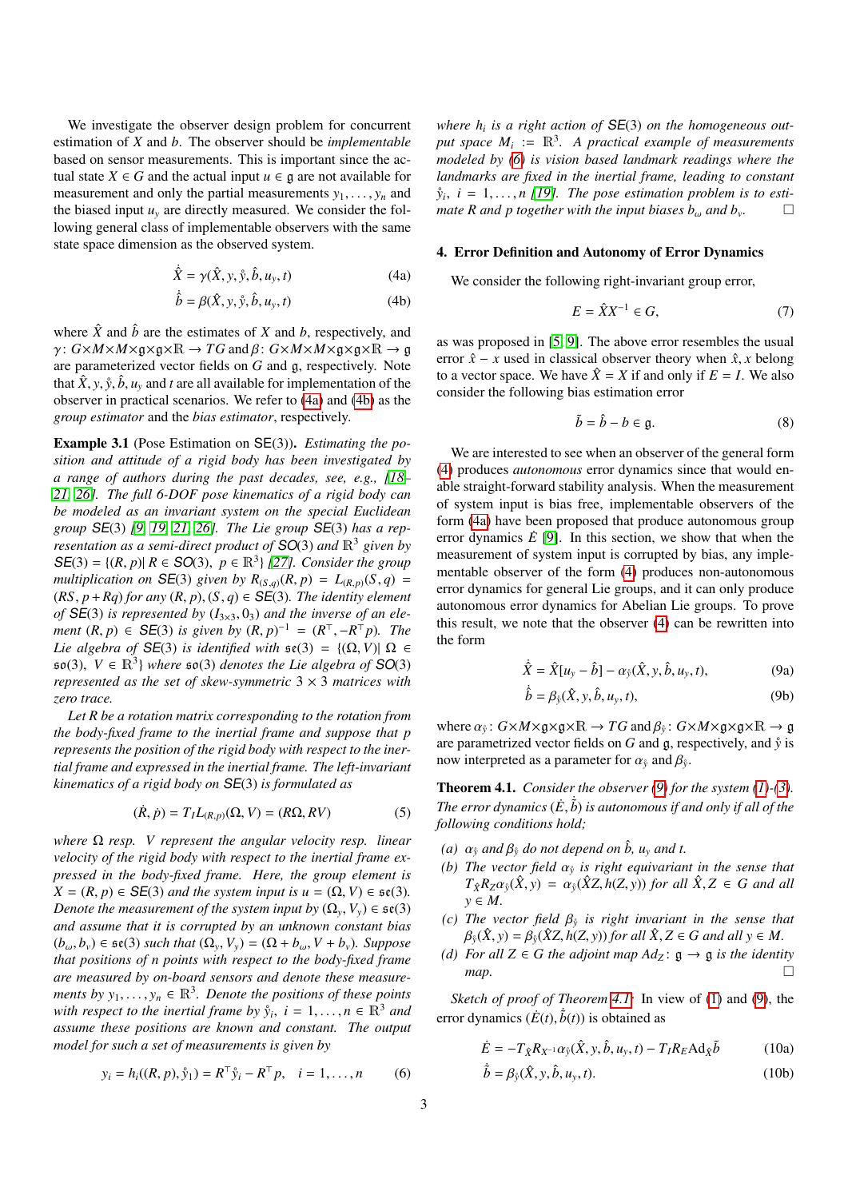We investigate the observer design problem for concurrent estimation of $X$ and $b$. The observer should be *implementable* based on sensor measurements. This is important since the actual state $X \in G$ and the actual input $u \in \mathfrak{g}$ are not available for measurement and only the partial measurements $y_1, \ldots, y_n$ and the biased input $u_y$ are directly measured. We consider the following general class of implementable observers with the same state space dimension as the observed system.

$$\dot{\hat{X}} = \gamma(\hat{X}, y, \mathring{y}, \hat{b}, u_y, t) \tag{4a}$$

$$\dot{\hat{b}} = \beta(\hat{X}, y, \mathring{y}, \hat{b}, u_y, t) \tag{4b}$$

where $\hat{X}$ and $\hat{b}$ are the estimates of $X$ and $b$, respectively, and $\gamma\colon G\times M\times M\times\mathfrak{g}\times\mathfrak{g}\times\mathbb{R} \to TG$ and $\beta\colon G\times M\times M\times\mathfrak{g}\times\mathfrak{g}\times\mathbb{R} \to \mathfrak{g}$ are parameterized vector fields on $G$ and $\mathfrak{g}$, respectively. Note that $\hat{X}, y, \mathring{y}, \hat{b}, u_y$ and $t$ are all available for implementation of the observer in practical scenarios. We refer to (4a) and (4b) as the *group estimator* and the *bias estimator*, respectively.

**Example 3.1** **(Pose Estimation on SE(3)).** *Estimating the position and attitude of a rigid body has been investigated by a range of authors during the past decades, see, e.g., [18–21, 26]. The full 6-DOF pose kinematics of a rigid body can be modeled as an invariant system on the special Euclidean group $SE(3)$ [9, 19, 21, 26]. The Lie group $SE(3)$ has a representation as a semi-direct product of $SO(3)$ and $\mathbb{R}^3$ given by $SE(3) = \{(R, p) | R \in SO(3),\ p \in \mathbb{R}^3\}$ [27]. Consider the group multiplication on $SE(3)$ given by $R_{(S,q)}(R, p) = L_{(R,p)}(S, q) = (RS, p + Rq)$ for any $(R, p), (S, q) \in SE(3)$. The identity element of $SE(3)$ is represented by $(I_{3\times3}, 0_3)$ and the inverse of an element $(R, p) \in SE(3)$ is given by $(R, p)^{-1} = (R^\top, -R^\top p)$. The Lie algebra of $SE(3)$ is identified with $\mathfrak{se}(3) = \{(\Omega, V) | \Omega \in \mathfrak{so}(3),\ V \in \mathbb{R}^3\}$ where $\mathfrak{so}(3)$ denotes the Lie algebra of $SO(3)$ represented as the set of skew-symmetric $3 \times 3$ matrices with zero trace.*

*Let $R$ be a rotation matrix corresponding to the rotation from the body-fixed frame to the inertial frame and suppose that $p$ represents the position of the rigid body with respect to the inertial frame and expressed in the inertial frame. The left-invariant kinematics of a rigid body on $SE(3)$ is formulated as*

$$(\dot{R}, \dot{p}) = T_I L_{(R,p)}(\Omega, V) = (R\Omega, RV) \tag{5}$$

*where $\Omega$ resp. $V$ represent the angular velocity resp. linear velocity of the rigid body with respect to the inertial frame expressed in the body-fixed frame. Here, the group element is $X = (R, p) \in SE(3)$ and the system input is $u = (\Omega, V) \in \mathfrak{se}(3)$. Denote the measurement of the system input by $(\Omega_y, V_y) \in \mathfrak{se}(3)$ and assume that it is corrupted by an unknown constant bias $(b_\omega, b_v) \in \mathfrak{se}(3)$ such that $(\Omega_y, V_y) = (\Omega + b_\omega, V + b_v)$. Suppose that positions of $n$ points with respect to the body-fixed frame are measured by on-board sensors and denote these measurements by $y_1, \ldots, y_n \in \mathbb{R}^3$. Denote the positions of these points with respect to the inertial frame by $\mathring{y}_i$, $i = 1, \ldots, n \in \mathbb{R}^3$ and assume these positions are known and constant. The output model for such a set of measurements is given by*

$$y_i = h_i((R, p), \mathring{y}_1) = R^\top \mathring{y}_i - R^\top p, \quad i = 1, \ldots, n \tag{6}$$

*where $h_i$ is a right action of $SE(3)$ on the homogeneous output space $M_i := \mathbb{R}^3$. A practical example of measurements modeled by (6) is vision based landmark readings where the landmarks are fixed in the inertial frame, leading to constant $\mathring{y}_i$, $i = 1, \ldots, n$ [19]. The pose estimation problem is to estimate $R$ and $p$ together with the input biases $b_\omega$ and $b_v$.* □

## 4. Error Definition and Autonomy of Error Dynamics

We consider the following right-invariant group error,

$$E = \hat{X}X^{-1} \in G, \tag{7}$$

as was proposed in [5, 9]. The above error resembles the usual error $\hat{x} - x$ used in classical observer theory when $\hat{x}, x$ belong to a vector space. We have $\hat{X} = X$ if and only if $E = I$. We also consider the following bias estimation error

$$\tilde{b} = \hat{b} - b \in \mathfrak{g}. \tag{8}$$

We are interested to see when an observer of the general form (4) produces *autonomous* error dynamics since that would enable straight-forward stability analysis. When the measurement of system input is bias free, implementable observers of the form (4a) have been proposed that produce autonomous group error dynamics $\dot{E}$ [9]. In this section, we show that when the measurement of system input is corrupted by bias, any implementable observer of the form (4) produces non-autonomous error dynamics for general Lie groups, and it can only produce autonomous error dynamics for Abelian Lie groups. To prove this result, we note that the observer (4) can be rewritten into the form

$$\dot{\hat{X}} = \hat{X}[u_y - \hat{b}] - \alpha_{\mathring{y}}(\hat{X}, y, \hat{b}, u_y, t), \tag{9a}$$

$$\dot{\hat{b}} = \beta_{\mathring{y}}(\hat{X}, y, \hat{b}, u_y, t), \tag{9b}$$

where $\alpha_{\mathring{y}}\colon G\times M\times\mathfrak{g}\times\mathfrak{g}\times\mathbb{R} \to TG$ and $\beta_{\mathring{y}}\colon G\times M\times\mathfrak{g}\times\mathfrak{g}\times\mathbb{R} \to \mathfrak{g}$ are parametrized vector fields on $G$ and $\mathfrak{g}$, respectively, and $\mathring{y}$ is now interpreted as a parameter for $\alpha_{\mathring{y}}$ and $\beta_{\mathring{y}}$.

**Theorem 4.1.** *Consider the observer (9) for the system (1)-(3). The error dynamics $(\dot{E}, \dot{\tilde{b}})$ is autonomous if and only if all of the following conditions hold;*

- *(a) $\alpha_{\mathring{y}}$ and $\beta_{\mathring{y}}$ do not depend on $\hat{b}$, $u_y$ and $t$.*
- *(b) The vector field $\alpha_{\mathring{y}}$ is right equivariant in the sense that $T_{\hat{X}}R_Z\alpha_{\mathring{y}}(\hat{X}, y) = \alpha_{\mathring{y}}(\hat{X}Z, h(Z, y))$ for all $\hat{X}, Z \in G$ and all $y \in M$.*
- *(c) The vector field $\beta_{\mathring{y}}$ is right invariant in the sense that $\beta_{\mathring{y}}(\hat{X}, y) = \beta_{\mathring{y}}(\hat{X}Z, h(Z, y))$ for all $\hat{X}, Z \in G$ and all $y \in M$.*
- *(d) For all $Z \in G$ the adjoint map $Ad_Z\colon \mathfrak{g} \to \mathfrak{g}$ is the identity map.* □

*Sketch of proof of Theorem 4.1:* In view of (1) and (9), the error dynamics $(\dot{E}(t), \dot{\tilde{b}}(t))$ is obtained as

$$\dot{E} = -T_{\hat{X}}R_{X^{-1}}\alpha_{\mathring{y}}(\hat{X}, y, \hat{b}, u_y, t) - T_I R_E \mathrm{Ad}_{\hat{X}}\tilde{b} \tag{10a}$$

$$\dot{\tilde{b}} = \beta_{\mathring{y}}(\hat{X}, y, \hat{b}, u_y, t). \tag{10b}$$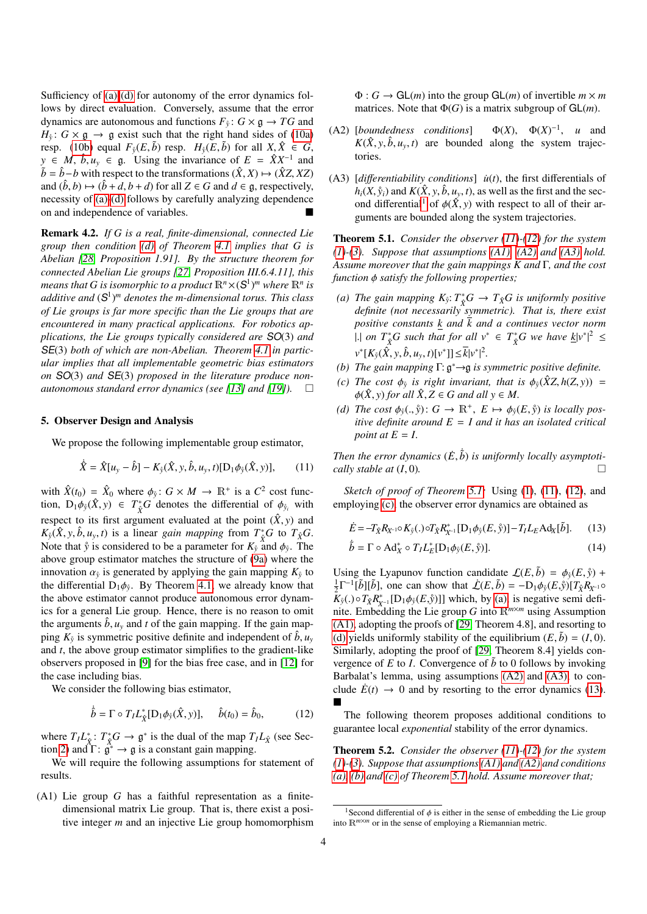Sufficiency of (a)-(d) for autonomy of the error dynamics follows by direct evaluation. Conversely, assume that the error dynamics are autonomous and functions $F_{\mathring{y}}: G \times \mathfrak{g} \to TG$ and $H_{\mathring{y}}: G \times \mathfrak{g} \to \mathfrak{g}$ exist such that the right hand sides of (10a) resp. (10b) equal $F_{\mathring{y}}(E, \tilde{b})$ resp. $H_{\mathring{y}}(E, \tilde{b})$ for all $X, \hat{X} \in G$, $y \in M$, $\hat{b}, u_y \in \mathfrak{g}$. Using the invariance of $E = \hat{X}X^{-1}$ and $\tilde{b} = \hat{b} - b$ with respect to the transformations $(\hat{X}, X) \mapsto (\hat{X}Z, XZ)$ and $(\hat{b}, b) \mapsto (\hat{b} + d, b + d)$ for all $Z \in G$ and $d \in \mathfrak{g}$, respectively, necessity of (a)-(d) follows by carefully analyzing dependence on and independence of variables. ■

**Remark 4.2.** *If $G$ is a real, finite-dimensional, connected Lie group then condition (d) of Theorem 4.1 implies that $G$ is Abelian [28, Proposition 1.91]. By the structure theorem for connected Abelian Lie groups [27, Proposition III.6.4.11], this means that $G$ is isomorphic to a product $\mathbb{R}^n \times (\mathbb{S}^1)^m$ where $\mathbb{R}^n$ is additive and $(\mathbb{S}^1)^m$ denotes the m-dimensional torus. This class of Lie groups is far more specific than the Lie groups that are encountered in many practical applications. For robotics applications, the Lie groups typically considered are $SO(3)$ and $SE(3)$ both of which are non-Abelian. Theorem 4.1 in particular implies that all implementable geometric bias estimators on $SO(3)$ and $SE(3)$ proposed in the literature produce non-autonomous standard error dynamics (see [13] and [19]).* □

## 5. Observer Design and Analysis

We propose the following implementable group estimator,

$$\dot{\hat{X}} = \hat{X}[u_y - \hat{b}] - K_{\mathring{y}}(\hat{X}, y, \hat{b}, u_y, t)[\mathrm{D}_1\phi_{\mathring{y}}(\hat{X}, y)], \qquad (11)$$

with $\hat{X}(t_0) = \hat{X}_0$ where $\phi_{\mathring{y}}: G \times M \to \mathbb{R}^+$ is a $C^2$ cost function, $\mathrm{D}_1\phi_{\mathring{y}}(\hat{X}, y) \in T^*_{\hat{X}}G$ denotes the differential of $\phi_{\mathring{y}_i}$ with respect to its first argument evaluated at the point $(\hat{X}, y)$ and $K_{\mathring{y}}(\hat{X}, y, \hat{b}, u_y, t)$ is a linear *gain mapping* from $T^*_{\hat{X}}G$ to $T_{\hat{X}}G$. Note that $\mathring{y}$ is considered to be a parameter for $K_{\mathring{y}}$ and $\phi_{\mathring{y}}$. The above group estimator matches the structure of (9a) where the innovation $\alpha_{\mathring{y}}$ is generated by applying the gain mapping $K_{\mathring{y}}$ to the differential $\mathrm{D}_1\phi_{\mathring{y}}$. By Theorem 4.1, we already know that the above estimator cannot produce autonomous error dynamics for a general Lie group. Hence, there is no reason to omit the arguments $\hat{b}, u_y$ and $t$ of the gain mapping. If the gain mapping $K_{\mathring{y}}$ is symmetric positive definite and independent of $\hat{b}, u_y$ and $t$, the above group estimator simplifies to the gradient-like observers proposed in [9] for the bias free case, and in [12] for the case including bias.

We consider the following bias estimator,

$$\dot{\hat{b}} = \Gamma \circ T_I L^*_{\hat{X}}[\mathrm{D}_1\phi_{\mathring{y}}(\hat{X}, y)], \qquad \hat{b}(t_0) = \hat{b}_0, \qquad (12)$$

where $T_I L^*_{\hat{X}}: T^*_{\hat{X}}G \to \mathfrak{g}^*$ is the dual of the map $T_I L_{\hat{X}}$ (see Section 2) and $\Gamma: \mathfrak{g}^* \to \mathfrak{g}$ is a constant gain mapping.

We will require the following assumptions for statement of results.

(A1) Lie group $G$ has a faithful representation as a finite-dimensional matrix Lie group. That is, there exist a positive integer $m$ and an injective Lie group homomorphism $\Phi: G \to \mathsf{GL}(m)$ into the group $\mathsf{GL}(m)$ of invertible $m \times m$ matrices. Note that $\Phi(G)$ is a matrix subgroup of $\mathsf{GL}(m)$.

(A2) [*boundedness conditions*] $\Phi(X)$, $\Phi(X)^{-1}$, $u$ and $K(\hat{X}, y, \hat{b}, u_y, t)$ are bounded along the system trajectories.

(A3) [*differentiability conditions*] $\dot{u}(t)$, the first differentials of $h_i(X, \mathring{y}_i)$ and $K(\hat{X}, y, \hat{b}, u_y, t)$, as well as the first and the second differential[1] of $\phi(\hat{X}, y)$ with respect to all of their arguments are bounded along the system trajectories.

**Theorem 5.1.** *Consider the observer (11)-(12) for the system (1)-(3). Suppose that assumptions (A1), (A2) and (A3) hold. Assume moreover that the gain mappings $K$ and $\Gamma$, and the cost function $\phi$ satisfy the following properties;*

*(a) The gain mapping $K_{\mathring{y}}: T^*_{\hat{X}}G \to T_{\hat{X}}G$ is uniformly positive definite (not necessarily symmetric). That is, there exist positive constants $\underline{k}$ and $\bar{k}$ and a continues vector norm $|.|$ on $T^*_{\hat{X}}G$ such that for all $v^* \in T^*_{\hat{X}}G$ we have $\underline{k}|v^*|^2 \leq v^*[K_{\mathring{y}}(\hat{X}, y, \hat{b}, u_y, t)[v^*]] \leq \bar{k}|v^*|^2$.*

*(b) The gain mapping $\Gamma: \mathfrak{g}^* \to \mathfrak{g}$ is symmetric positive definite.*

*(c) The cost $\phi_{\mathring{y}}$ is right invariant, that is $\phi_{\mathring{y}}(\hat{X}Z, h(Z, y)) = \phi(\hat{X}, y)$ for all $\hat{X}, Z \in G$ and all $y \in M$.*

*(d) The cost $\phi_{\mathring{y}}(., \mathring{y}): G \to \mathbb{R}^+$, $E \mapsto \phi_{\mathring{y}}(E, \mathring{y})$ is locally positive definite around $E = I$ and it has an isolated critical point at $E = I$.*

*Then the error dynamics $(\dot{E}, \dot{\tilde{b}})$ is uniformly locally asymptotically stable at $(I, 0)$.* □

*Sketch of proof of Theorem 5.1:* Using (1), (11), (12), and employing (c), the observer error dynamics are obtained as

$$\dot{E} = -T_{\hat{X}} R_{X^{-1}} \circ K_{\mathring{y}}(.) \circ T^*_{\hat{X}} R^*_{X^{-1}}[\mathrm{D}_1\phi_{\mathring{y}}(E, \mathring{y})] - T_I L_E \mathrm{Ad}_X[\tilde{b}]. \qquad (13)$$

$$\dot{\tilde{b}} = \Gamma \circ \mathrm{Ad}^*_X \circ T_I L^*_E[\mathrm{D}_1\phi_{\mathring{y}}(E, \mathring{y})]. \qquad (14)$$

Using the Lyapunov function candidate $\mathcal{L}(E, \tilde{b}) = \phi_{\mathring{y}}(E, \mathring{y}) + \frac{1}{2}\Gamma^{-1}[\tilde{b}][\tilde{b}]$, one can show that $\dot{\mathcal{L}}(E, \tilde{b}) = -\mathrm{D}_1\phi_{\mathring{y}}(E, \mathring{y})[T_{\hat{X}} R_{X^{-1}} \circ K_{\mathring{y}}(.) \circ T^*_{\hat{X}} R^*_{X^{-1}}[\mathrm{D}_1\phi_{\mathring{y}}(E, \mathring{y})]]$ which, by (a), is negative semi definite. Embedding the Lie group $G$ into $\mathbb{R}^{m \times m}$ using Assumption (A1), adopting the proofs of [29, Theorem 4.8], and resorting to (d) yields uniformly stability of the equilibrium $(E, \tilde{b}) = (I, 0)$. Similarly, adopting the proof of [29, Theorem 8.4] yields convergence of $E$ to $I$. Convergence of $\tilde{b}$ to 0 follows by invoking Barbalat's lemma, using assumptions (A2) and (A3), to conclude $\dot{E}(t) \to 0$ and by resorting to the error dynamics (13). ■

The following theorem proposes additional conditions to guarantee local *exponential* stability of the error dynamics.

**Theorem 5.2.** *Consider the observer (11)-(12) for the system (1)-(3). Suppose that assumptions (A1) and (A2) and conditions (a), (b) and (c) of Theorem 5.1 hold. Assume moreover that;*

[1] Second differential of $\phi$ is either in the sense of embedding the Lie group into $\mathbb{R}^{m \times m}$ or in the sense of employing a Riemannian metric.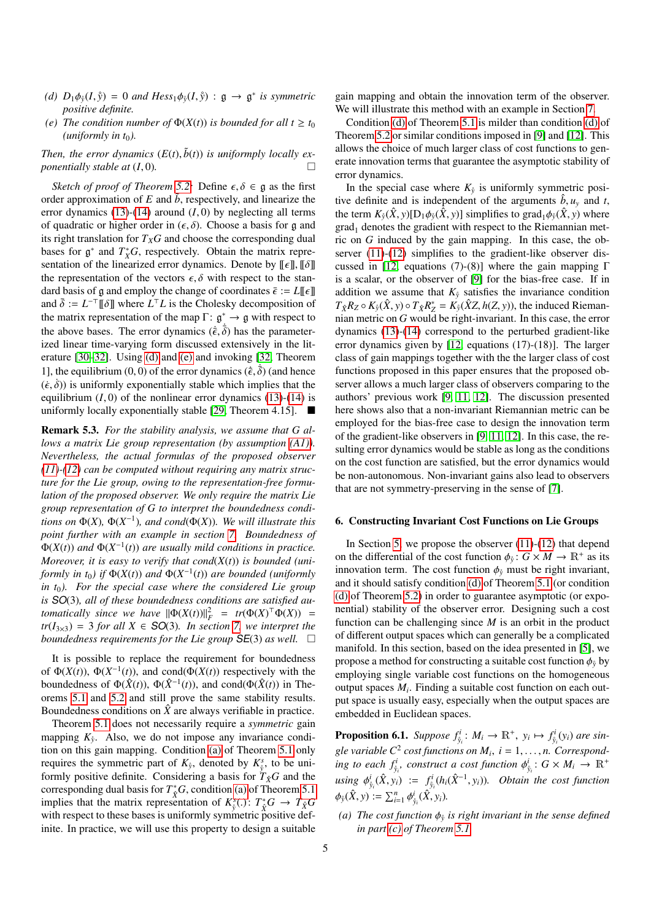(d) $D_1\phi_{\mathring{y}}(I,\mathring{y}) = 0$ *and* $\mathrm{Hess}_1\phi_{\mathring{y}}(I,\mathring{y}) : \mathfrak{g} \to \mathfrak{g}^*$ *is symmetric positive definite.*

(e) *The condition number of* $\Phi(X(t))$ *is bounded for all* $t \geq t_0$ *(uniformly in* $t_0$*).*

*Then, the error dynamics* $(E(t), \tilde{b}(t))$ *is uniformply locally exponentially stable at* $(I, 0)$. □

*Sketch of proof of Theorem 5.2:* Define $\epsilon, \delta \in \mathfrak{g}$ as the first order approximation of $E$ and $\tilde{b}$, respectively, and linearize the error dynamics (13)-(14) around $(I, 0)$ by neglecting all terms of quadratic or higher order in $(\epsilon, \delta)$. Choose a basis for $\mathfrak{g}$ and its right translation for $T_X G$ and choose the corresponding dual bases for $\mathfrak{g}^*$ and $T_X^* G$, respectively. Obtain the matrix representation of the linearized error dynamics. Denote by $[\![\epsilon]\!], [\![\delta]\!]$ the representation of the vectors $\epsilon, \delta$ with respect to the standard basis of $\mathfrak{g}$ and employ the change of coordinates $\bar{\epsilon} := L[\![\epsilon]\!]$ and $\bar{\delta} := L^{-\top}[\![\delta]\!]$ where $L^\top L$ is the Cholesky decomposition of the matrix representation of the map $\Gamma \colon \mathfrak{g}^* \to \mathfrak{g}$ with respect to the above bases. The error dynamics $(\dot{\bar{\epsilon}}, \dot{\bar{\delta}})$ has the parameterized linear time-varying form discussed extensively in the literature [30–32]. Using (d) and (e) and invoking [32, Theorem 1], the equilibrium $(0, 0)$ of the error dynamics $(\dot{\bar{\epsilon}}, \dot{\bar{\delta}})$ (and hence $(\dot{\epsilon}, \dot{\delta})$) is uniformly exponentially stable which implies that the equilibrium $(I, 0)$ of the nonlinear error dynamics (13)-(14) is uniformly locally exponentially stable [29, Theorem 4.15]. ■

**Remark 5.3.** *For the stability analysis, we assume that* $G$ *allows a matrix Lie group representation (by assumption (A1)). Nevertheless, the actual formulas of the proposed observer (11)-(12) can be computed without requiring any matrix structure for the Lie group, owing to the representation-free formulation of the proposed observer. We only require the matrix Lie group representation of* $G$ *to interpret the boundedness conditions on* $\Phi(X)$, $\Phi(X^{-1})$, *and* $cond(\Phi(X))$. *We will illustrate this point further with an example in section 7. Boundedness of* $\Phi(X(t))$ *and* $\Phi(X^{-1}(t))$ *are usually mild conditions in practice. Moreover, it is easy to verify that* $cond(X(t))$ *is bounded (uniformly in* $t_0$*) if* $\Phi(X(t))$ *and* $\Phi(X^{-1}(t))$ *are bounded (uniformly in* $t_0$*). For the special case where the considered Lie group is* $SO(3)$, *all of these boundedness conditions are satisfied automatically since we have* $\|\Phi(X(t))\|_F^2 = tr(\Phi(X)^\top \Phi(X)) = tr(I_{3\times 3}) = 3$ *for all* $X \in SO(3)$. *In section 7, we interpret the boundedness requirements for the Lie group* $SE(3)$ *as well.* □

It is possible to replace the requirement for boundedness of $\Phi(X(t))$, $\Phi(X^{-1}(t))$, and $\mathrm{cond}(\Phi(X(t))$ respectively with the boundedness of $\Phi(\hat{X}(t))$, $\Phi(\hat{X}^{-1}(t))$, and $\mathrm{cond}(\Phi(\hat{X}(t))$ in Theorems 5.1 and 5.2 and still prove the same stability results. Boundedness conditions on $\hat{X}$ are always verifiable in practice.

Theorem 5.1 does not necessarily require a *symmetric* gain mapping $K_{\mathring{y}}$. Also, we do not impose any invariance condition on this gain mapping. Condition (a) of Theorem 5.1 only requires the symmetric part of $K_{\mathring{y}}$, denoted by $K^s_{\mathring{y}}$, to be uniformly positive definite. Considering a basis for $T_{\hat{X}}G$ and the corresponding dual basis for $T^*_{\hat{X}}G$, condition (a) of Theorem 5.1 implies that the matrix representation of $K^s_{\mathring{y}}(.)\colon T^*_{\hat{X}}G \to T_{\hat{X}}G$ with respect to these bases is uniformly symmetric positive definite. In practice, we will use this property to design a suitable gain mapping and obtain the innovation term of the observer. We will illustrate this method with an example in Section 7.

Condition (d) of Theorem 5.1 is milder than condition (d) of Theorem 5.2 or similar conditions imposed in [9] and [12]. This allows the choice of much larger class of cost functions to generate innovation terms that guarantee the asymptotic stability of error dynamics.

In the special case where $K_{\mathring{y}}$ is uniformly symmetric positive definite and is independent of the arguments $\hat{b}, u_y$ and $t$, the term $K_{\mathring{y}}(\hat{X}, y)[D_1\phi_{\mathring{y}}(\hat{X}, y)]$ simplifies to $\mathrm{grad}_1\phi_{\mathring{y}}(\hat{X}, y)$ where $\mathrm{grad}_1$ denotes the gradient with respect to the Riemannian metric on $G$ induced by the gain mapping. In this case, the observer (11)-(12) simplifies to the gradient-like observer discussed in [12, equations (7)-(8)] where the gain mapping $\Gamma$ is a scalar, or the observer of [9] for the bias-free case. If in addition we assume that $K_{\mathring{y}}$ satisfies the invariance condition $T_{\hat{X}}R_Z \circ K_{\mathring{y}}(\hat{X}, y) \circ T_{\hat{X}}R^*_Z = K_{\mathring{y}}(\hat{X}Z, h(Z, y))$, the induced Riemannian metric on $G$ would be right-invariant. In this case, the error dynamics (13)-(14) correspond to the perturbed gradient-like error dynamics given by [12, equations (17)-(18)]. The larger class of gain mappings together with the the larger class of cost functions proposed in this paper ensures that the proposed observer allows a much larger class of observers comparing to the authors' previous work [9, 11, 12]. The discussion presented here shows also that a non-invariant Riemannian metric can be employed for the bias-free case to design the innovation term of the gradient-like observers in [9, 11, 12]. In this case, the resulting error dynamics would be stable as long as the conditions on the cost function are satisfied, but the error dynamics would be non-autonomous. Non-invariant gains also lead to observers that are not symmetry-preserving in the sense of [7].

## 6. Constructing Invariant Cost Functions on Lie Groups

In Section 5, we propose the observer (11)-(12) that depend on the differential of the cost function $\phi_{\mathring{y}}\colon G \times M \to \mathbb{R}^+$ as its innovation term. The cost function $\phi_{\mathring{y}}$ must be right invariant, and it should satisfy condition (d) of Theorem 5.1 (or condition (d) of Theorem 5.2) in order to guarantee asymptotic (or exponential) stability of the observer error. Designing such a cost function can be challenging since $M$ is an orbit in the product of different output spaces which can generally be a complicated manifold. In this section, based on the idea presented in [5], we propose a method for constructing a suitable cost function $\phi_{\mathring{y}}$ by employing single variable cost functions on the homogeneous output spaces $M_i$. Finding a suitable cost function on each output space is usually easy, especially when the output spaces are embedded in Euclidean spaces.

**Proposition 6.1.** *Suppose* $f^i_{\mathring{y}_i}\colon M_i \to \mathbb{R}^+$, $y_i \mapsto f^i_{\mathring{y}_i}(y_i)$ *are single variable* $C^2$ *cost functions on* $M_i$, $i = 1, \ldots, n$. *Corresponding to each* $f^i_{\mathring{y}_i}$, *construct a cost function* $\phi^i_{\mathring{y}_i}\colon G \times M_i \to \mathbb{R}^+$ *using* $\phi^i_{\mathring{y}_i}(\hat{X}, y_i) := f^i_{\mathring{y}_i}(h_i(\hat{X}^{-1}, y_i))$. *Obtain the cost function* $\phi_{\mathring{y}}(\hat{X}, y) := \sum_{i=1}^n \phi^i_{\mathring{y}_i}(\hat{X}, y_i)$.

(a) *The cost function* $\phi_{\mathring{y}}$ *is right invariant in the sense defined in part (c) of Theorem 5.1.*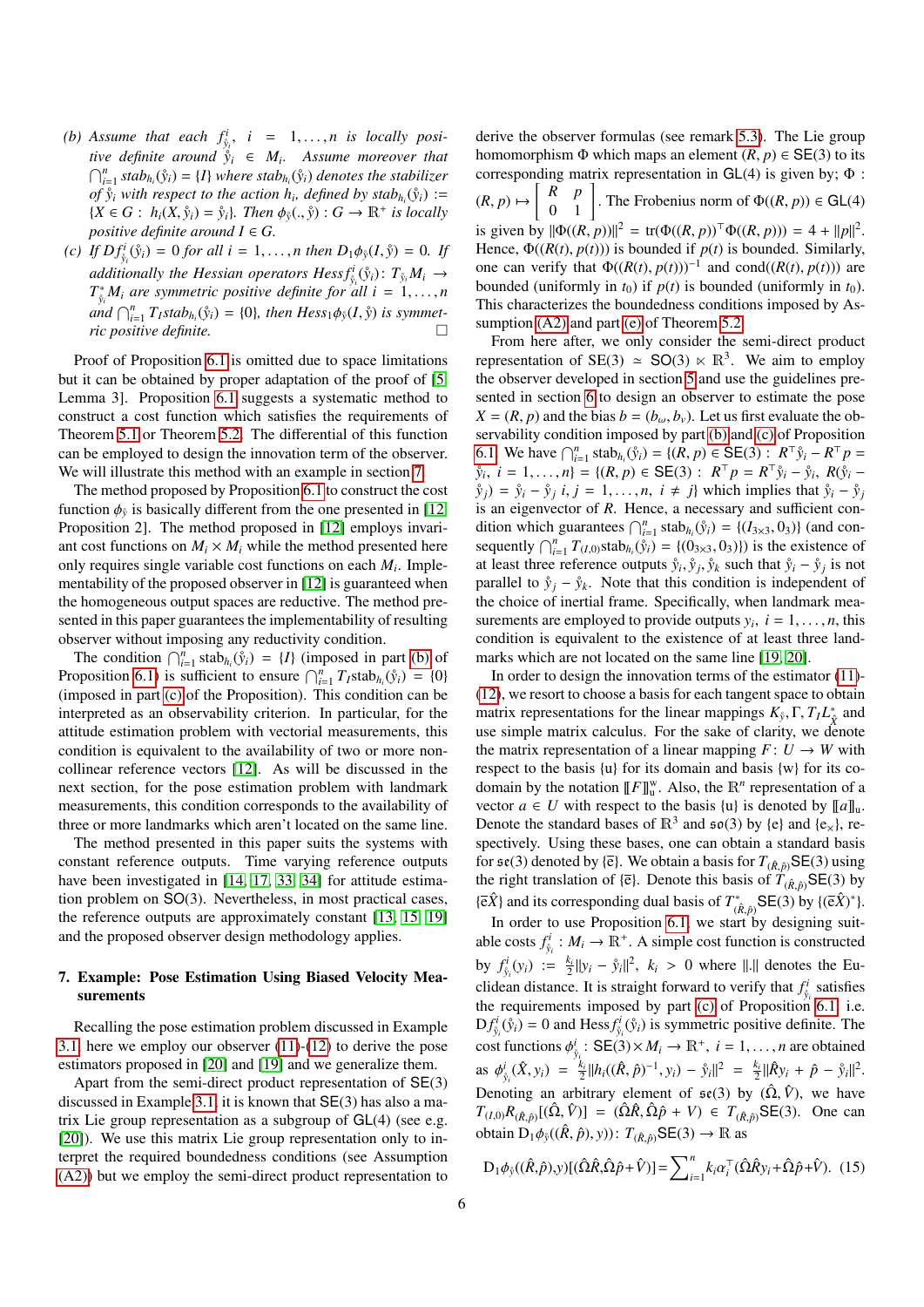(b) *Assume that each $f^i_{\mathring{y}_i}$, $i = 1,\dots,n$ is locally positive definite around $\mathring{y}_i \in M_i$. Assume moreover that $\bigcap_{i=1}^n stab_{h_i}(\mathring{y}_i) = \{I\}$ where $stab_{h_i}(\mathring{y}_i)$ denotes the stabilizer of $\mathring{y}_i$ with respect to the action $h_i$, defined by $stab_{h_i}(\mathring{y}_i) := \{X \in G:\ h_i(X, \mathring{y}_i) = \mathring{y}_i\}$. Then $\phi_{\mathring{y}}(.,\mathring{y}) : G \to \mathbb{R}^+$ is locally positive definite around $I \in G$.*

(c) *If $Df^i_{\mathring{y}_i}(\mathring{y}_i) = 0$ for all $i = 1,\dots,n$ then $D_1\phi_{\mathring{y}}(I,\mathring{y}) = 0$. If additionally the Hessian operators $Hess f^i_{\mathring{y}_i}(\mathring{y}_i)\colon T_{\mathring{y}_i}M_i \to T^*_{\mathring{y}_i}M_i$ are symmetric positive definite for all $i = 1,\dots,n$ and $\bigcap_{i=1}^n T_I stab_{h_i}(\mathring{y}_i) = \{0\}$, then $Hess_1\phi_{\mathring{y}}(I,\mathring{y})$ is symmetric positive definite.* □

Proof of Proposition 6.1 is omitted due to space limitations but it can be obtained by proper adaptation of the proof of [5, Lemma 3]. Proposition 6.1 suggests a systematic method to construct a cost function which satisfies the requirements of Theorem 5.1 or Theorem 5.2. The differential of this function can be employed to design the innovation term of the observer. We will illustrate this method with an example in section 7.

The method proposed by Proposition 6.1 to construct the cost function $\phi_{\mathring{y}}$ is basically different from the one presented in [12, Proposition 2]. The method proposed in [12] employs invariant cost functions on $M_i \times M_i$ while the method presented here only requires single variable cost functions on each $M_i$. Implementability of the proposed observer in [12] is guaranteed when the homogeneous output spaces are reductive. The method presented in this paper guarantees the implementability of resulting observer without imposing any reductivity condition.

The condition $\bigcap_{i=1}^n \mathrm{stab}_{h_i}(\mathring{y}_i) = \{I\}$ (imposed in part (b) of Proposition 6.1) is sufficient to ensure $\bigcap_{i=1}^n T_I\mathrm{stab}_{h_i}(\mathring{y}_i) = \{0\}$ (imposed in part (c) of the Proposition). This condition can be interpreted as an observability criterion. In particular, for the attitude estimation problem with vectorial measurements, this condition is equivalent to the availability of two or more non-collinear reference vectors [12]. As will be discussed in the next section, for the pose estimation problem with landmark measurements, this condition corresponds to the availability of three or more landmarks which aren't located on the same line.

The method presented in this paper suits the systems with constant reference outputs. Time varying reference outputs have been investigated in [14, 17, 33, 34] for attitude estimation problem on $\mathsf{SO}(3)$. Nevertheless, in most practical cases, the reference outputs are approximately constant [13, 15, 19] and the proposed observer design methodology applies.

## 7. Example: Pose Estimation Using Biased Velocity Measurements

Recalling the pose estimation problem discussed in Example 3.1, here we employ our observer (11)-(12) to derive the pose estimators proposed in [20] and [19] and we generalize them.

Apart from the semi-direct product representation of $\mathsf{SE}(3)$ discussed in Example 3.1, it is known that $\mathsf{SE}(3)$ has also a matrix Lie group representation as a subgroup of $\mathsf{GL}(4)$ (see e.g. [20]). We use this matrix Lie group representation only to interpret the required boundedness conditions (see Assumption (A2)) but we employ the semi-direct product representation to derive the observer formulas (see remark 5.3). The Lie group homomorphism $\Phi$ which maps an element $(R, p) \in \mathsf{SE}(3)$ to its corresponding matrix representation in $\mathsf{GL}(4)$ is given by; $\Phi : (R, p) \mapsto \begin{bmatrix} R & p \\ 0 & 1 \end{bmatrix}$. The Frobenius norm of $\Phi((R, p)) \in \mathsf{GL}(4)$ is given by $\|\Phi((R, p))\|^2 = \mathrm{tr}(\Phi((R, p))^\top \Phi((R, p))) = 4 + \|p\|^2$. Hence, $\Phi((R(t), p(t)))$ is bounded if $p(t)$ is bounded. Similarly, one can verify that $\Phi((R(t), p(t)))^{-1}$ and $\mathrm{cond}((R(t), p(t)))$ are bounded (uniformly in $t_0$) if $p(t)$ is bounded (uniformly in $t_0$). This characterizes the boundedness conditions imposed by Assumption (A2) and part (e) of Theorem 5.2.

From here after, we only consider the semi-direct product representation of $\mathsf{SE}(3) \simeq \mathsf{SO}(3) \ltimes \mathbb{R}^3$. We aim to employ the observer developed in section 5 and use the guidelines presented in section 6 to design an observer to estimate the pose $X = (R, p)$ and the bias $b = (b_\omega, b_v)$. Let us first evaluate the observability condition imposed by part (b) and (c) of Proposition 6.1. We have $\bigcap_{i=1}^n \mathrm{stab}_{h_i}(\mathring{y}_i) = \{(R, p) \in \mathsf{SE}(3):\ R^\top\mathring{y}_i - R^\top p = \mathring{y}_i,\ i = 1,\dots,n\} = \{(R, p) \in \mathsf{SE}(3):\ R^\top p = R^\top\mathring{y}_i - \mathring{y}_i,\ R(\mathring{y}_i - \mathring{y}_j) = \mathring{y}_i - \mathring{y}_j\ i, j = 1,\dots,n,\ i \neq j\}$ which implies that $\mathring{y}_i - \mathring{y}_j$ is an eigenvector of $R$. Hence, a necessary and sufficient condition which guarantees $\bigcap_{i=1}^n \mathrm{stab}_{h_i}(\mathring{y}_i) = \{(I_{3\times3}, 0_3)\}$ (and consequently $\bigcap_{i=1}^n T_{(I,0)}\mathrm{stab}_{h_i}(\mathring{y}_i) = \{(0_{3\times3}, 0_3)\}$) is the existence of at least three reference outputs $\mathring{y}_i, \mathring{y}_j, \mathring{y}_k$ such that $\mathring{y}_i - \mathring{y}_j$ is not parallel to $\mathring{y}_j - \mathring{y}_k$. Note that this condition is independent of the choice of inertial frame. Specifically, when landmark measurements are employed to provide outputs $y_i$, $i = 1,\dots,n$, this condition is equivalent to the existence of at least three landmarks which are not located on the same line [19, 20].

In order to design the innovation terms of the estimator (11)-(12), we resort to choose a basis for each tangent space to obtain matrix representations for the linear mappings $K_{\hat{X}}, \Gamma, T_I L^*_{\hat{X}}$ and use simple matrix calculus. For the sake of clarity, we denote the matrix representation of a linear mapping $F\colon U \to W$ with respect to the basis $\{\mathrm{u}\}$ for its domain and basis $\{\mathrm{w}\}$ for its co-domain by the notation $[\![F]\!]^{\mathrm{w}}_{\mathrm{u}}$. Also, the $\mathbb{R}^n$ representation of a vector $a \in U$ with respect to the basis $\{\mathrm{u}\}$ is denoted by $[\![a]\!]_{\mathrm{u}}$. Denote the standard bases of $\mathbb{R}^3$ and $\mathfrak{so}(3)$ by $\{\mathrm{e}\}$ and $\{\mathrm{e}_\times\}$, respectively. Using these bases, one can obtain a standard basis for $\mathfrak{se}(3)$ denoted by $\{\bar{\mathrm{e}}\}$. We obtain a basis for $T_{(\hat{R},\hat{p})}\mathsf{SE}(3)$ using the right translation of $\{\bar{\mathrm{e}}\}$. Denote this basis of $T_{(\hat{R},\hat{p})}\mathsf{SE}(3)$ by $\{\bar{\mathrm{e}}\hat{X}\}$ and its corresponding dual basis of $T^*_{(\hat{R},\hat{p})}\mathsf{SE}(3)$ by $\{(\bar{\mathrm{e}}\hat{X})^*\}$.

In order to use Proposition 6.1, we start by designing suitable costs $f^i_{\mathring{y}_i} : M_i \to \mathbb{R}^+$. A simple cost function is constructed by $f^i_{\mathring{y}_i}(y_i) := \frac{k_i}{2}\|y_i - \mathring{y}_i\|^2$, $k_i > 0$ where $\|.\|$ denotes the Euclidean distance. It is straight forward to verify that $f^i_{\mathring{y}_i}$ satisfies the requirements imposed by part (c) of Proposition 6.1, i.e. $\mathrm{D}f^i_{\mathring{y}_i}(\mathring{y}_i) = 0$ and $\mathrm{Hess} f^i_{\mathring{y}_i}(\mathring{y}_i)$ is symmetric positive definite. The cost functions $\phi^i_{\mathring{y}_i} : \mathsf{SE}(3) \times M_i \to \mathbb{R}^+$, $i = 1,\dots,n$ are obtained as $\phi^i_{\mathring{y}_i}(\hat{X}, y_i) = \frac{k_i}{2}\|h_i((\hat{R}, \hat{p})^{-1}, y_i) - \mathring{y}_i\|^2 = \frac{k_i}{2}\|\hat{R}y_i + \hat{p} - \mathring{y}_i\|^2$. Denoting an arbitrary element of $\mathfrak{se}(3)$ by $(\hat{\Omega}, \hat{V})$, we have $T_{(I,0)}R_{(\hat{R},\hat{p})}[(\hat{\Omega}, \hat{V})] = (\hat{\Omega}\hat{R}, \hat{\Omega}\hat{p} + V) \in T_{(\hat{R},\hat{p})}\mathsf{SE}(3)$. One can obtain $\mathrm{D}_1\phi_{\mathring{y}}((\hat{R}, \hat{p}), y))\colon T_{(\hat{R},\hat{p})}\mathsf{SE}(3) \to \mathbb{R}$ as

$$\mathrm{D}_1\phi_{\mathring{y}}((\hat{R},\hat{p}),y))[(\hat{\Omega}\hat{R},\hat{\Omega}\hat{p}+\hat{V})] = \sum_{i=1}^n k_i\alpha_i^\top(\hat{\Omega}\hat{R}y_i + \hat{\Omega}\hat{p} + \hat{V}). \quad (15)$$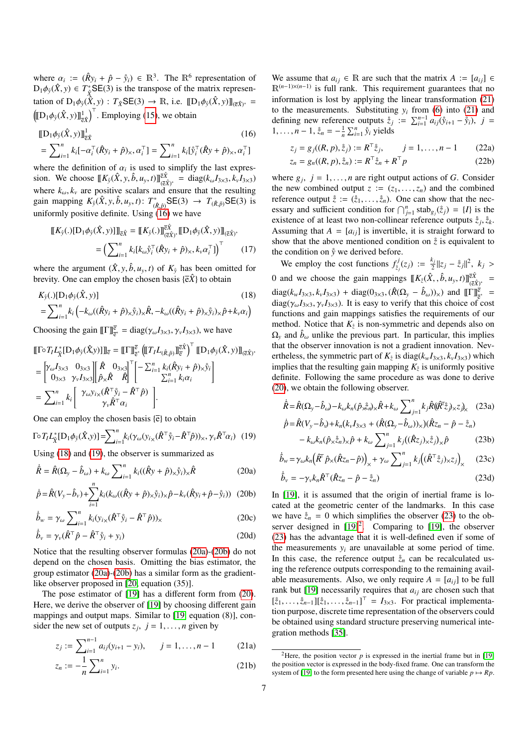where $\alpha_i := (\hat{R}y_i + \hat{p} - \mathring{y}_i) \in \mathbb{R}^3$. The $\mathbb{R}^6$ representation of $\mathrm{D}_1\phi_{\mathring{y}}(\hat{X}, y) \in T^*_{\hat{X}}\mathbf{SE}(3)$ is the transpose of the matrix representation of $\mathrm{D}_1\phi_{\mathring{y}}(\hat{X}, y) : T_{\hat{X}}\mathbf{SE}(3) \to \mathbb{R}$, i.e. $[\![\mathrm{D}_1\phi_{\mathring{y}}(\hat{X}, y)]\!]_{(\mathfrak{e}\hat{X})^*} = \left([\![\mathrm{D}_1\phi_{\mathring{y}}(\hat{X}, y)]\!]^1_{\mathfrak{e}\hat{X}}\right)^\top$. Employing (15), we obtain

$$
\begin{aligned}
&[\![\mathrm{D}_1\phi_{\mathring{y}}(\hat{X}, y)]\!]^1_{\mathfrak{e}\hat{X}} &(16)\\
&= \sum_{i=1}^{n} k_i[-\alpha_i^\top(\hat{R}y_i + \hat{p})_\times, \alpha_i^\top] = \sum_{i=1}^{n} k_i[\mathring{y}_i^\top(\hat{R}y + \hat{p})_\times, \alpha_i^\top]
\end{aligned}
$$

where the definition of $\alpha_i$ is used to simplify the last expression. We choose $[\![K_{\mathring{y}}(\hat{X}, y, \hat{b}, u_y, t)]\!]^{\mathfrak{e}\hat{X}}_{(\mathfrak{e}\hat{X})^*} = \mathrm{diag}(k_\omega I_{3\times3}, k_v I_{3\times3})$ where $k_\omega, k_v$ are positive scalars and ensure that the resulting gain mapping $K_{\mathring{y}}(\hat{X}, y, \hat{b}, u_y, t) : T^*_{(\hat{R},\hat{p})}\mathbf{SE}(3) \to T_{(\hat{R},\hat{p})}\mathbf{SE}(3)$ is uniformly positive definite. Using (16) we have

$$
\begin{aligned}
[\![K_{\mathring{y}}(.)[\mathrm{D}_1\phi_{\mathring{y}}(\hat{X}, y)]]\!]_{\mathfrak{e}\hat{X}} &= [\![K_{\mathring{y}}(.)]\!]^{\mathfrak{e}\hat{X}}_{(\mathfrak{e}\hat{X})^*}[\![\mathrm{D}_1\phi_{\mathring{y}}(\hat{X}, y)]\!]_{(\mathfrak{e}\hat{X})^*}\\
&= \left(\sum_{i=1}^{n} k_i[k_\omega\mathring{y}_i^\top(\hat{R}y_i + \hat{p})_\times, k_v\alpha_i^\top]\right)^\top \qquad (17)
\end{aligned}
$$

where the argument $(\hat{X}, y, \hat{b}, u_y, t)$ of $K_{\mathring{y}}$ has been omitted for brevity. One can employ the chosen basis $\{\mathfrak{e}\hat{X}\}$ to obtain

$$
\begin{aligned}
&K_{\mathring{y}}(.)[\mathrm{D}_1\phi_{\mathring{y}}(\hat{X}, y)] &(18)\\
&= \sum_{i=1}^{n} k_i\left(-k_\omega((\hat{R}y_i + \hat{p})_\times\mathring{y}_i)_\times\hat{R}, -k_\omega((\hat{R}y_i + \hat{p})_\times\mathring{y}_i)_\times\hat{p} + k_v\alpha_i\right)
\end{aligned}
$$

Choosing the gain $[\![\Gamma]\!]^{\mathfrak{e}}_{\mathfrak{e}^*} = \mathrm{diag}(\gamma_\omega I_{3\times3}, \gamma_v I_{3\times3})$, we have

$$
\begin{aligned}
[\![\Gamma\circ T_I L^*_{\hat{X}}[\mathrm{D}_1\phi_{\mathring{y}}(\hat{X}, y)]]\!]_{\mathfrak{e}} &= [\![\Gamma]\!]^{\mathfrak{e}}_{\mathfrak{e}^*}\left([\![T_I L_{(\hat{R},\hat{p})}]\!]^{\mathfrak{e}\hat{X}}_{\mathfrak{e}}\right)^\top [\![\mathrm{D}_1\phi_{\mathring{y}}(\hat{X}, y)]\!]_{(\mathfrak{e}\hat{X})^*}\\
&= \begin{bmatrix}\gamma_\omega I_{3\times3} & 0_{3\times3}\\ 0_{3\times3} & \gamma_v I_{3\times3}\end{bmatrix}\begin{bmatrix}\hat{R} & 0_{3\times3}\\ \hat{p}_\times\hat{R} & \hat{R}\end{bmatrix}^\top\begin{bmatrix}-\sum_{i=1}^{n} k_i(\hat{R}y_i + \hat{p})_\times\mathring{y}_i\\ \sum_{i=1}^{n} k_i\alpha_i\end{bmatrix}\\
&= \sum_{i=1}^{n} k_i\begin{bmatrix}\gamma_\omega y_{i\times}(\hat{R}^\top\mathring{y}_i - \hat{R}^\top\hat{p})\\ \gamma_v\hat{R}^\top\alpha_i\end{bmatrix}.
\end{aligned}
$$

One can employ the chosen basis $\{\mathfrak{e}\}$ to obtain

$$
\Gamma\circ T_I L^*_{\hat{X}}[\mathrm{D}_1\phi_{\mathring{y}}(\hat{X}, y)] = \sum_{i=1}^{n} k_i(\gamma_\omega(y_{i\times}(\hat{R}^\top\mathring{y}_i - \hat{R}^\top\hat{p}))_\times, \gamma_v\hat{R}^\top\alpha_i) \quad (19)
$$

Using (18) and (19), the observer is summarized as

$$
\begin{aligned}
\dot{\hat{R}} &= \hat{R}(\Omega_y - \hat{b}_\omega) + k_\omega\sum_{i=1}^{n} k_i((\hat{R}y + \hat{p})_\times\mathring{y}_i)_\times\hat{R} &(20a)\\
\dot{\hat{p}} &= \hat{R}(V_y - \hat{b}_v) + \sum_{i=1}^{n} k_i(k_\omega((\hat{R}y + \hat{p})_\times\mathring{y}_i)_\times\hat{p} - k_v(\hat{R}y_i + \hat{p} - \mathring{y}_i)) &(20b)\\
\dot{\hat{b}}_w &= \gamma_\omega\sum_{i=1}^{n} k_i(y_{i\times}(\hat{R}^\top\mathring{y}_i - \hat{R}^\top\hat{p}))_\times &(20c)\\
\dot{\hat{b}}_v &= \gamma_v(\hat{R}^\top\hat{p} - \hat{R}^\top\mathring{y}_i + y_i) &(20d)
\end{aligned}
$$

Notice that the resulting observer formulas (20a)-(20b) do not depend on the chosen basis. Omitting the bias estimator, the group estimator (20a)-(20b) has a similar form as the gradient-like observer proposed in [20, equation (35)].

The pose estimator of [19] has a different form from (20). Here, we derive the observer of [19] by choosing different gain mappings and output maps. Similar to [19, equation (8)], consider the new set of outputs $z_j$, $j = 1, \ldots, n$ given by

$$
\begin{aligned}
z_j &:= \sum_{i=1}^{n-1} a_{ij}(y_{i+1} - y_i), \qquad j = 1, \ldots, n-1 &(21a)\\
z_n &:= -\frac{1}{n}\sum_{i=1}^{n} y_i. &(21b)
\end{aligned}
$$

We assume that $a_{ij} \in \mathbb{R}$ are such that the matrix $A := [a_{ij}] \in \mathbb{R}^{(n-1)\times(n-1)}$ is full rank. This requirement guarantees that no information is lost by applying the linear transformation (21) to the measurements. Substituting $y_i$ from (6) into (21) and defining new reference outputs $\mathring{z}_j := \sum_{i=1}^{n-1} a_{ij}(\mathring{y}_{i+1} - \mathring{y}_i)$, $j = 1, \ldots, n-1$, $\mathring{z}_n = -\frac{1}{n}\sum_{i=1}^{n}\mathring{y}_i$ yields

$$
\begin{aligned}
z_j &= g_j((R, p), \mathring{z}_j) := R^\top\mathring{z}_j, \qquad j = 1, \ldots, n-1 &(22a)\\
z_n &= g_n((R, p), \mathring{z}_n) := R^\top\mathring{z}_n + R^\top p &(22b)
\end{aligned}
$$

where $g_j$, $j = 1, \ldots, n$ are right output actions of $G$. Consider the new combined output $z := (z_1, \ldots, z_n)$ and the combined reference output $\mathring{z} := (\mathring{z}_1, \ldots, \mathring{z}_n)$. One can show that the necessary and sufficient condition for $\bigcap_{j=1}^{n}\mathrm{stab}_{g_j}(\mathring{z}_j) = \{I\}$ is the existence of at least two non-collinear reference outputs $\mathring{z}_j, \mathring{z}_k$. Assuming that $A = [a_{ij}]$ is invertible, it is straight forward to show that the above mentioned condition on $\mathring{z}$ is equivalent to the condition on $\mathring{y}$ we derived before.

We employ the cost functions $f^j_{\mathring{z}_j}(z_j) := \frac{k_j}{2}\|z_j - \mathring{z}_j\|^2$, $k_j > 0$ and we choose the gain mappings $[\![K_{\mathring{z}}(\hat{X}, , \hat{b}, u_y, t)]\!]^{\mathfrak{e}\hat{X}}_{(\mathfrak{e}\hat{X})^*} = \mathrm{diag}(k_w I_{3\times3}, k_v I_{3\times3}) + \mathrm{diag}(0_{3\times3}, (\hat{R}(\Omega_y - \hat{b}_\omega))_\times)$ and $[\![\Gamma]\!]^{\mathfrak{e}}_{\mathfrak{e}^*} = \mathrm{diag}(\gamma_\omega I_{3\times3}, \gamma_v I_{3\times3})$. It is easy to verify that this choice of cost functions and gain mappings satisfies the requirements of our general method. Notice that $K_{\mathring{z}}$ is non-symmetric and depends also on $\Omega_y$ and $\hat{b}_\omega$ unlike the previous part. In particular, this implies that the observer innovation is not a gradient innovation. Nevertheless, the symmetric part of $K_{\mathring{z}}$ is $\mathrm{diag}(k_w I_{3\times3}, k_v I_{3\times3})$ which implies that the resulting gain mapping $K_{\mathring{z}}$ is uniformly positive definite. Following the same procedure as was done to derive (20), we obtain the following observer.

$$
\begin{aligned}
\dot{\hat{R}} &= \hat{R}(\Omega_y - \hat{b}_\omega) - k_\omega k_n(\hat{p}_\times\mathring{z}_n)_\times\hat{R} + k_\omega\sum_{j=1}^{n} k_j\hat{R}(\hat{R}^\top\mathring{z}_j)_\times z_j)_\times &(23a)\\
\dot{\hat{p}} &= \hat{R}(V_y - \hat{b}_v) + k_n(k_v I_{3\times3} + (\hat{R}(\Omega_y - \hat{b}_\omega))_\times)(\hat{R}z_n - \hat{p} - \mathring{z}_n)\\
&\quad - k_\omega k_n(\hat{p}_\times\mathring{z}_n)_\times\hat{p} + k_\omega\sum_{j=1}^{n} k_j((\hat{R}z_j)_\times\mathring{z}_j)_\times\hat{p} &(23b)\\
\dot{\hat{b}}_w &= \gamma_\omega k_n\left(\hat{R}^\top\hat{p}_\times(\hat{R}z_n - \hat{p})\right)_\times + \gamma_\omega\sum_{j=1}^{n} k_j\left((\hat{R}^\top\mathring{z}_j)_\times z_j\right)_\times &(23c)\\
\dot{\hat{b}}_v &= -\gamma_v k_n\hat{R}^\top(\hat{R}z_n - \hat{p} - \mathring{z}_n) &(23d)
\end{aligned}
$$

In [19], it is assumed that the origin of inertial frame is located at the geometric center of the landmarks. In this case we have $\mathring{z}_n = 0$ which simplifies the observer (23) to the observer designed in [19][2]. Comparing to [19], the observer (23) has the advantage that it is well-defined even if some of the measurements $y_i$ are unavailable at some period of time. In this case, the reference output $\mathring{z}_n$ can be recalculated using the reference outputs corresponding to the remaining available measurements. Also, we only require $A = [a_{ij}]$ to be full rank but [19] necessarily requires that $a_{ij}$ are chosen such that $[\mathring{z}_1, \ldots, \mathring{z}_{n-1}][\mathring{z}_1, \ldots, \mathring{z}_{n-1}]^\top = I_{3\times3}$. For practical implementation purpose, discrete time representation of the observers could be obtained using standard structure preserving numerical integration methods [35].

[2] Here, the position vector $p$ is expressed in the inertial frame but in [19] the position vector is expressed in the body-fixed frame. One can transform the system of [19] to the form presented here using the change of variable $p \mapsto Rp$.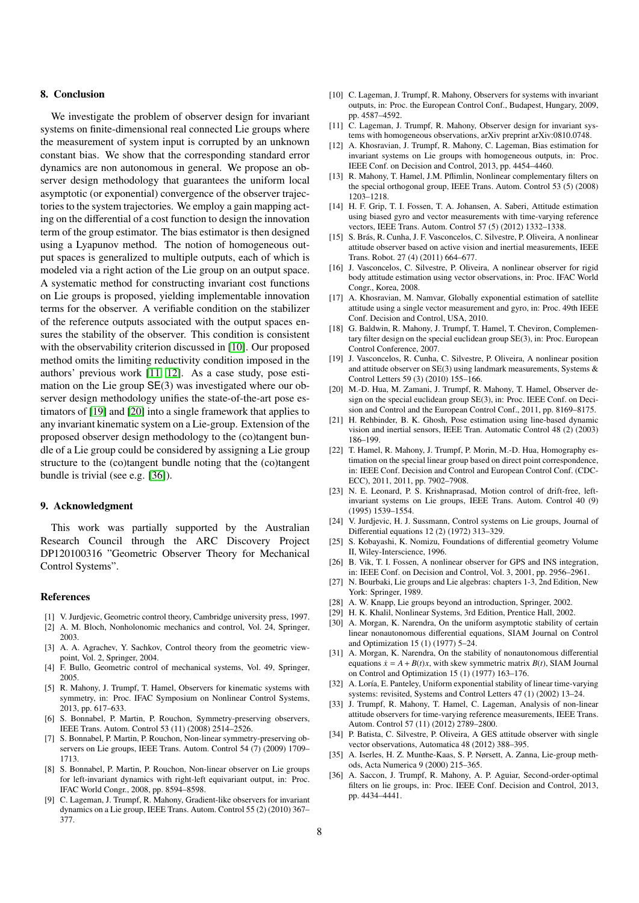## 8. Conclusion

We investigate the problem of observer design for invariant systems on finite-dimensional real connected Lie groups where the measurement of system input is corrupted by an unknown constant bias. We show that the corresponding standard error dynamics are non autonomous in general. We propose an observer design methodology that guarantees the uniform local asymptotic (or exponential) convergence of the observer trajectories to the system trajectories. We employ a gain mapping acting on the differential of a cost function to design the innovation term of the group estimator. The bias estimator is then designed using a Lyapunov method. The notion of homogeneous output spaces is generalized to multiple outputs, each of which is modeled via a right action of the Lie group on an output space. A systematic method for constructing invariant cost functions on Lie groups is proposed, yielding implementable innovation terms for the observer. A verifiable condition on the stabilizer of the reference outputs associated with the output spaces ensures the stability of the observer. This condition is consistent with the observability criterion discussed in [10]. Our proposed method omits the limiting reductivity condition imposed in the authors' previous work [11, 12]. As a case study, pose estimation on the Lie group $\mathsf{SE}(3)$ was investigated where our observer design methodology unifies the state-of-the-art pose estimators of [19] and [20] into a single framework that applies to any invariant kinematic system on a Lie-group. Extension of the proposed observer design methodology to the (co)tangent bundle of a Lie group could be considered by assigning a Lie group structure to the (co)tangent bundle noting that the (co)tangent bundle is trivial (see e.g. [36]).

## 9. Acknowledgment

This work was partially supported by the Australian Research Council through the ARC Discovery Project DP120100316 "Geometric Observer Theory for Mechanical Control Systems".

## References

[1] V. Jurdjevic, Geometric control theory, Cambridge university press, 1997.

[2] A. M. Bloch, Nonholonomic mechanics and control, Vol. 24, Springer, 2003.

[3] A. A. Agrachev, Y. Sachkov, Control theory from the geometric viewpoint, Vol. 2, Springer, 2004.

[4] F. Bullo, Geometric control of mechanical systems, Vol. 49, Springer, 2005.

[5] R. Mahony, J. Trumpf, T. Hamel, Observers for kinematic systems with symmetry, in: Proc. IFAC Symposium on Nonlinear Control Systems, 2013, pp. 617–633.

[6] S. Bonnabel, P. Martin, P. Rouchon, Symmetry-preserving observers, IEEE Trans. Autom. Control 53 (11) (2008) 2514–2526.

[7] S. Bonnabel, P. Martin, P. Rouchon, Non-linear symmetry-preserving observers on Lie groups, IEEE Trans. Autom. Control 54 (7) (2009) 1709–1713.

[8] S. Bonnabel, P. Martin, P. Rouchon, Non-linear observer on Lie groups for left-invariant dynamics with right-left equivariant output, in: Proc. IFAC World Congr., 2008, pp. 8594–8598.

[9] C. Lageman, J. Trumpf, R. Mahony, Gradient-like observers for invariant dynamics on a Lie group, IEEE Trans. Autom. Control 55 (2) (2010) 367–377.

[10] C. Lageman, J. Trumpf, R. Mahony, Observers for systems with invariant outputs, in: Proc. the European Control Conf., Budapest, Hungary, 2009, pp. 4587–4592.

[11] C. Lageman, J. Trumpf, R. Mahony, Observer design for invariant systems with homogeneous observations, arXiv preprint arXiv:0810.0748.

[12] A. Khosravian, J. Trumpf, R. Mahony, C. Lageman, Bias estimation for invariant systems on Lie groups with homogeneous outputs, in: Proc. IEEE Conf. on Decision and Control, 2013, pp. 4454–4460.

[13] R. Mahony, T. Hamel, J.M. Pflimlin, Nonlinear complementary filters on the special orthogonal group, IEEE Trans. Autom. Control 53 (5) (2008) 1203–1218.

[14] H. F. Grip, T. I. Fossen, T. A. Johansen, A. Saberi, Attitude estimation using biased gyro and vector measurements with time-varying reference vectors, IEEE Trans. Autom. Control 57 (5) (2012) 1332–1338.

[15] S. Brás, R. Cunha, J. F. Vasconcelos, C. Silvestre, P. Oliveira, A nonlinear attitude observer based on active vision and inertial measurements, IEEE Trans. Robot. 27 (4) (2011) 664–677.

[16] J. Vasconcelos, C. Silvestre, P. Oliveira, A nonlinear observer for rigid body attitude estimation using vector observations, in: Proc. IFAC World Congr., Korea, 2008.

[17] A. Khosravian, M. Namvar, Globally exponential estimation of satellite attitude using a single vector measurement and gyro, in: Proc. 49th IEEE Conf. Decision and Control, USA, 2010.

[18] G. Baldwin, R. Mahony, J. Trumpf, T. Hamel, T. Cheviron, Complementary filter design on the special euclidean group SE(3), in: Proc. European Control Conference, 2007.

[19] J. Vasconcelos, R. Cunha, C. Silvestre, P. Oliveira, A nonlinear position and attitude observer on SE(3) using landmark measurements, Systems & Control Letters 59 (3) (2010) 155–166.

[20] M.-D. Hua, M. Zamani, J. Trumpf, R. Mahony, T. Hamel, Observer design on the special euclidean group SE(3), in: Proc. IEEE Conf. on Decision and Control and the European Control Conf., 2011, pp. 8169–8175.

[21] H. Rehbinder, B. K. Ghosh, Pose estimation using line-based dynamic vision and inertial sensors, IEEE Tran. Automatic Control 48 (2) (2003) 186–199.

[22] T. Hamel, R. Mahony, J. Trumpf, P. Morin, M.-D. Hua, Homography estimation on the special linear group based on direct point correspondence, in: IEEE Conf. Decision and Control and European Control Conf. (CDC-ECC), 2011, 2011, pp. 7902–7908.

[23] N. E. Leonard, P. S. Krishnaprasad, Motion control of drift-free, left-invariant systems on Lie groups, IEEE Trans. Autom. Control 40 (9) (1995) 1539–1554.

[24] V. Jurdjevic, H. J. Sussmann, Control systems on Lie groups, Journal of Differential equations 12 (2) (1972) 313–329.

[25] S. Kobayashi, K. Nomizu, Foundations of differential geometry Volume II, Wiley-Interscience, 1996.

[26] B. Vik, T. I. Fossen, A nonlinear observer for GPS and INS integration, in: IEEE Conf. on Decision and Control, Vol. 3, 2001, pp. 2956–2961.

[27] N. Bourbaki, Lie groups and Lie algebras: chapters 1-3, 2nd Edition, New York: Springer, 1989.

[28] A. W. Knapp, Lie groups beyond an introduction, Springer, 2002.

[29] H. K. Khalil, Nonlinear Systems, 3rd Edition, Prentice Hall, 2002.

[30] A. Morgan, K. Narendra, On the uniform asymptotic stability of certain linear nonautonomous differential equations, SIAM Journal on Control and Optimization 15 (1) (1977) 5–24.

[31] A. Morgan, K. Narendra, On the stability of nonautonomous differential equations $\dot{x} = A + B(t)x$, with skew symmetric matrix $B(t)$, SIAM Journal on Control and Optimization 15 (1) (1977) 163–176.

[32] A. Loría, E. Panteley, Uniform exponential stability of linear time-varying systems: revisited, Systems and Control Letters 47 (1) (2002) 13–24.

[33] J. Trumpf, R. Mahony, T. Hamel, C. Lageman, Analysis of non-linear attitude observers for time-varying reference measurements, IEEE Trans. Autom. Control 57 (11) (2012) 2789–2800.

[34] P. Batista, C. Silvestre, P. Oliveira, A GES attitude observer with single vector observations, Automatica 48 (2012) 388–395.

[35] A. Iserles, H. Z. Munthe-Kaas, S. P. Nørsett, A. Zanna, Lie-group methods, Acta Numerica 9 (2000) 215–365.

[36] A. Saccon, J. Trumpf, R. Mahony, A. P. Aguiar, Second-order-optimal filters on lie groups, in: Proc. IEEE Conf. Decision and Control, 2013, pp. 4434–4441.